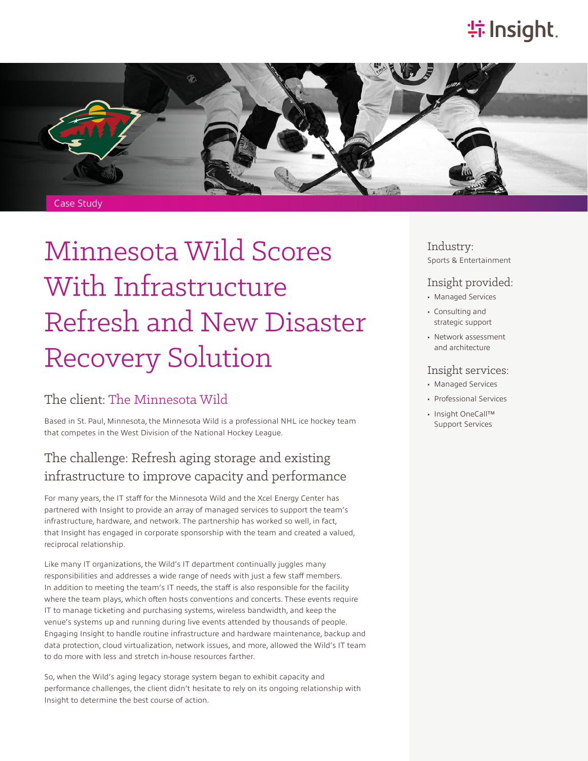Case Study

# Minnesota Wild Scores With Infrastructure Refresh and New Disaster Recovery Solution

## The client: The Minnesota Wild

Based in St. Paul, Minnesota, the Minnesota Wild is a professional NHL ice hockey team that competes in the West Division of the National Hockey League.

## The challenge: Refresh aging storage and existing infrastructure to improve capacity and performance

For many years, the IT staff for the Minnesota Wild and the Xcel Energy Center has partnered with Insight to provide an array of managed services to support the team's infrastructure, hardware, and network. The partnership has worked so well, in fact, that Insight has engaged in corporate sponsorship with the team and created a valued, reciprocal relationship.

Like many IT organizations, the Wild's IT department continually juggles many responsibilities and addresses a wide range of needs with just a few staff members. In addition to meeting the team's IT needs, the staff is also responsible for the facility where the team plays, which often hosts conventions and concerts. These events require IT to manage ticketing and purchasing systems, wireless bandwidth, and keep the venue's systems up and running during live events attended by thousands of people. Engaging Insight to handle routine infrastructure and hardware maintenance, backup and data protection, cloud virtualization, network issues, and more, allowed the Wild's IT team to do more with less and stretch in-house resources farther.

So, when the Wild's aging legacy storage system began to exhibit capacity and performance challenges, the client didn't hesitate to rely on its ongoing relationship with Insight to determine the best course of action.

### Industry:

Sports & Entertainment

### Insight provided:

- Managed Services
- Consulting and strategic support
- Network assessment and architecture

### Insight services:

- Managed Services
- Professional Services
- Insight OneCall™ Support Services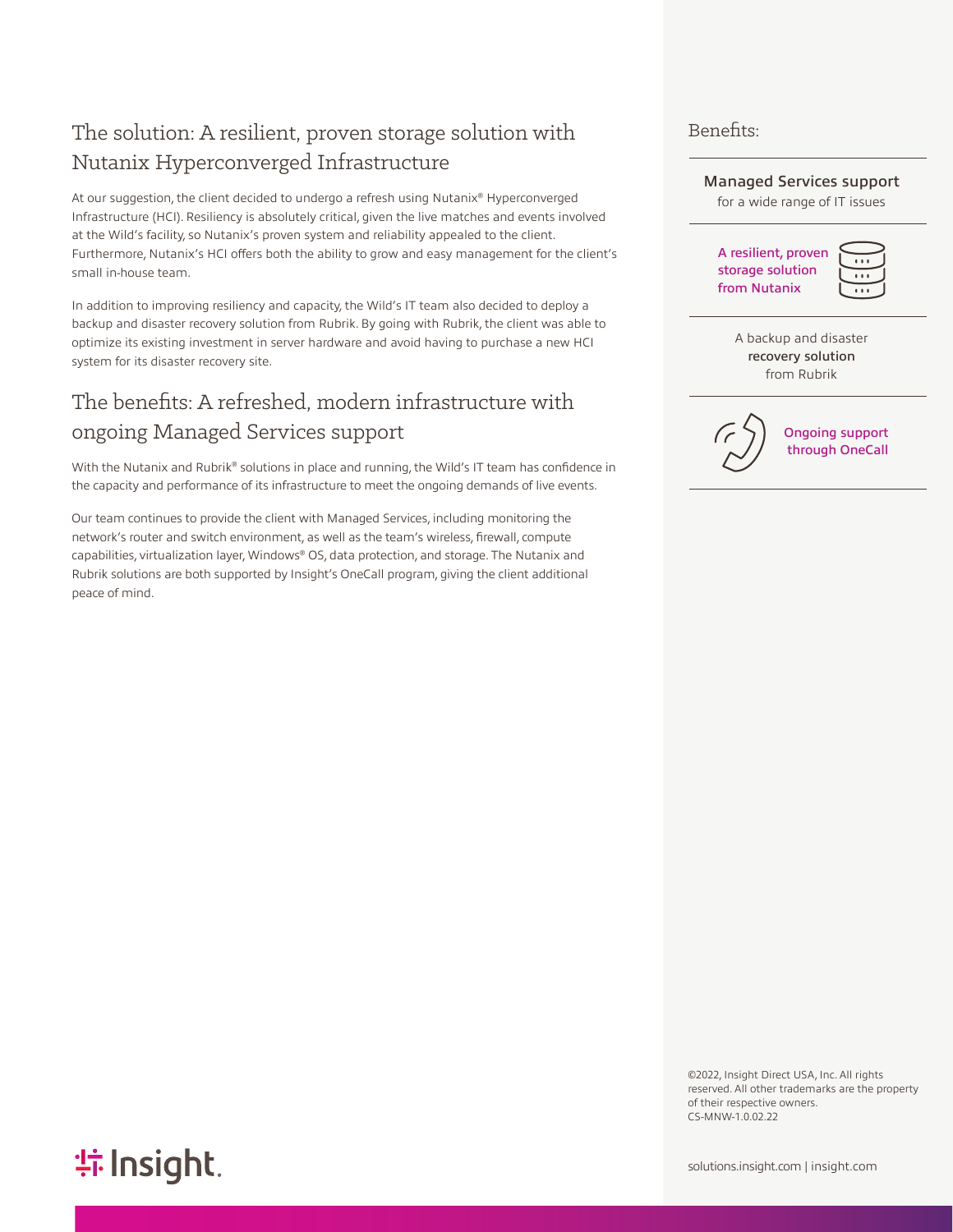## The solution: A resilient, proven storage solution with Nutanix Hyperconverged Infrastructure

At our suggestion, the client decided to undergo a refresh using Nutanix® Hyperconverged Infrastructure (HCI). Resiliency is absolutely critical, given the live matches and events involved at the Wild's facility, so Nutanix's proven system and reliability appealed to the client. Furthermore, Nutanix's HCI offers both the ability to grow and easy management for the client's small in-house team.

In addition to improving resiliency and capacity, the Wild's IT team also decided to deploy a backup and disaster recovery solution from Rubrik. By going with Rubrik, the client was able to optimize its existing investment in server hardware and avoid having to purchase a new HCI system for its disaster recovery site.

## The benefits: A refreshed, modern infrastructure with ongoing Managed Services support

With the Nutanix and Rubrik® solutions in place and running, the Wild's IT team has confidence in the capacity and performance of its infrastructure to meet the ongoing demands of live events.

Our team continues to provide the client with Managed Services, including monitoring the network's router and switch environment, as well as the team's wireless, firewall, compute capabilities, virtualization layer, Windows® OS, data protection, and storage. The Nutanix and Rubrik solutions are both supported by Insight's OneCall program, giving the client additional peace of mind.

### Benefits:

**Managed Services support** for a wide range of IT issues

A resilient, proven storage solution from Nutanix

A backup and disaster **recovery solution** from Rubrik

Ongoing support through OneCall

©2022, Insight Direct USA, Inc. All rights reserved. All other trademarks are the property of their respective owners.
CS-MNW-1.0.02.22

solutions.insight.com | insight.com